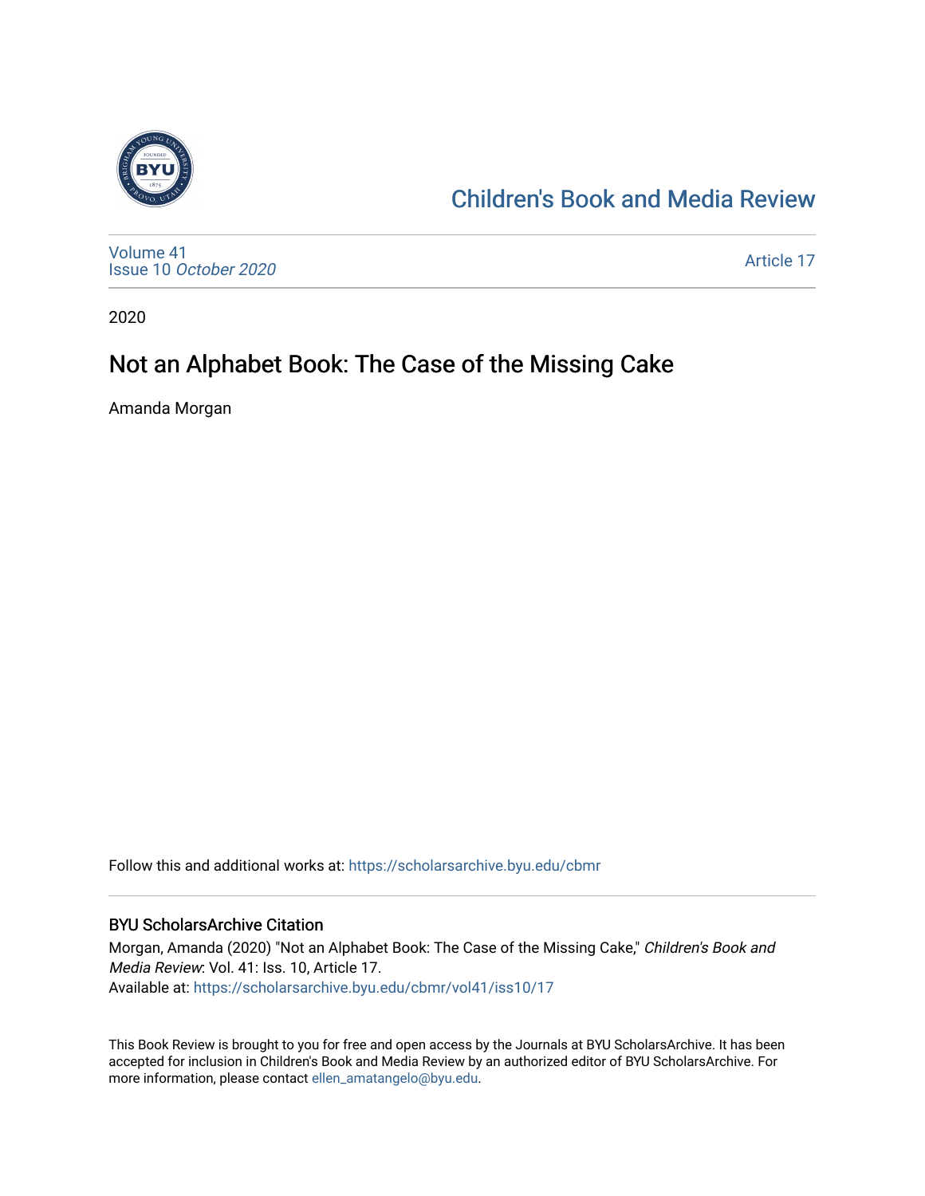Children's Book and Media Review

Volume 41
Issue 10 *October 2020*

Article 17

2020

# Not an Alphabet Book: The Case of the Missing Cake

Amanda Morgan

Follow this and additional works at: https://scholarsarchive.byu.edu/cbmr

## BYU ScholarsArchive Citation

Morgan, Amanda (2020) "Not an Alphabet Book: The Case of the Missing Cake," *Children's Book and Media Review*: Vol. 41: Iss. 10, Article 17.
Available at: https://scholarsarchive.byu.edu/cbmr/vol41/iss10/17

This Book Review is brought to you for free and open access by the Journals at BYU ScholarsArchive. It has been accepted for inclusion in Children's Book and Media Review by an authorized editor of BYU ScholarsArchive. For more information, please contact ellen_amatangelo@byu.edu.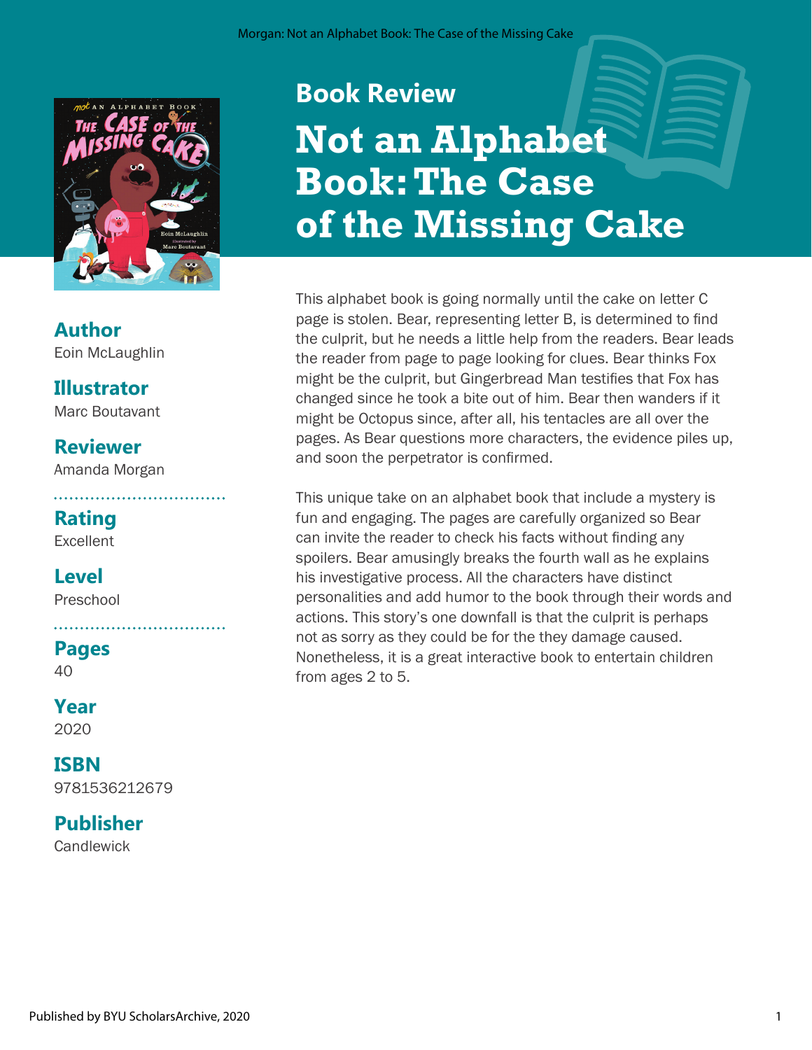## Book Review

# Not an Alphabet Book: The Case of the Missing Cake

**Author**
Eoin McLaughlin

**Illustrator**
Marc Boutavant

**Reviewer**
Amanda Morgan

**Rating**
Excellent

**Level**
Preschool

**Pages**
40

**Year**
2020

**ISBN**
9781536212679

**Publisher**
Candlewick

This alphabet book is going normally until the cake on letter C page is stolen. Bear, representing letter B, is determined to find the culprit, but he needs a little help from the readers. Bear leads the reader from page to page looking for clues. Bear thinks Fox might be the culprit, but Gingerbread Man testifies that Fox has changed since he took a bite out of him. Bear then wanders if it might be Octopus since, after all, his tentacles are all over the pages. As Bear questions more characters, the evidence piles up, and soon the perpetrator is confirmed.

This unique take on an alphabet book that include a mystery is fun and engaging. The pages are carefully organized so Bear can invite the reader to check his facts without finding any spoilers. Bear amusingly breaks the fourth wall as he explains his investigative process. All the characters have distinct personalities and add humor to the book through their words and actions. This story's one downfall is that the culprit is perhaps not as sorry as they could be for the they damage caused. Nonetheless, it is a great interactive book to entertain children from ages 2 to 5.